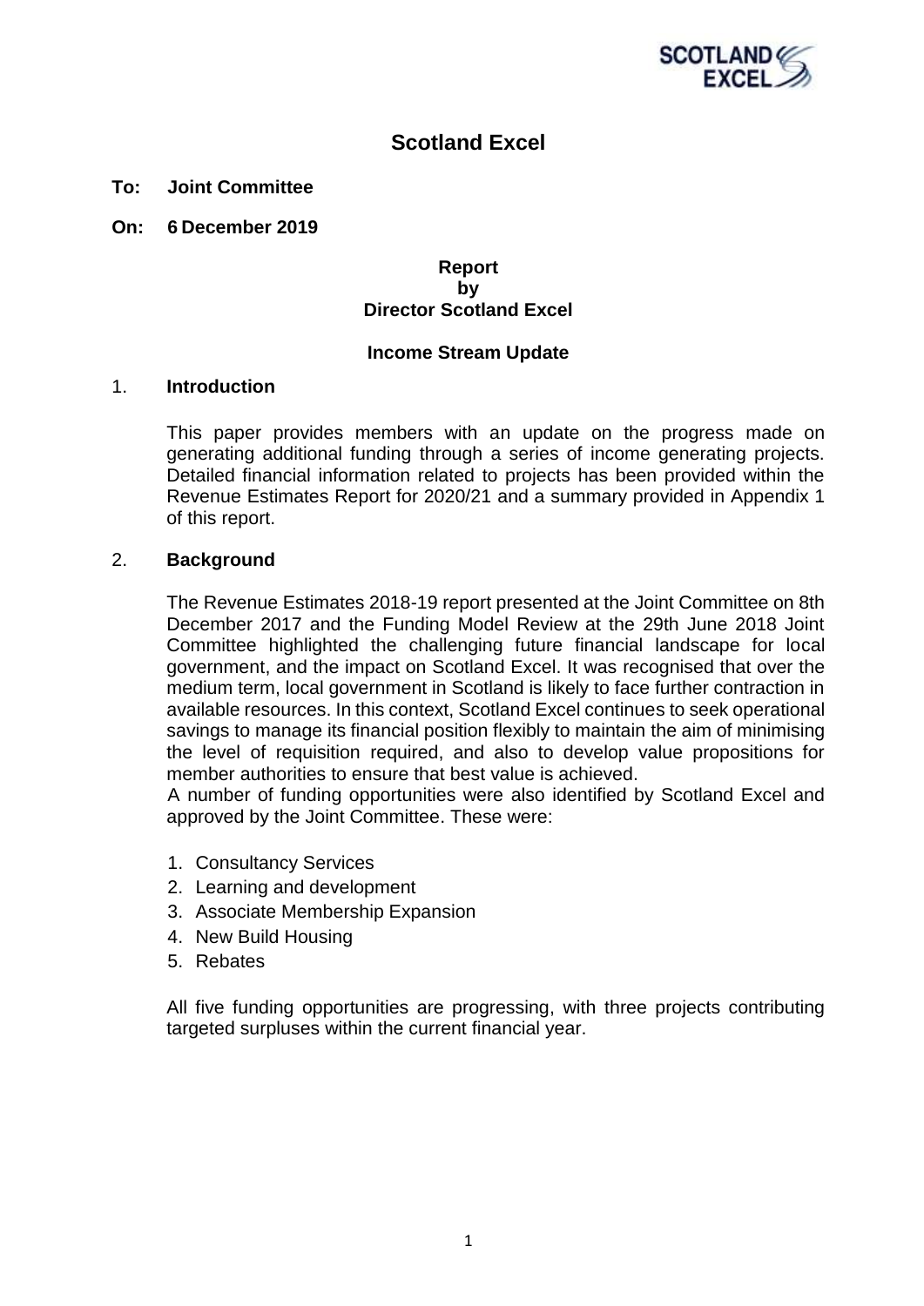# Scotland Excel

**To: Joint Committee**

**On: 6 December 2019**

**Report**
**by**
**Director Scotland Excel**

**Income Stream Update**

## 1. Introduction

This paper provides members with an update on the progress made on generating additional funding through a series of income generating projects. Detailed financial information related to projects has been provided within the Revenue Estimates Report for 2020/21 and a summary provided in Appendix 1 of this report.

## 2. Background

The Revenue Estimates 2018-19 report presented at the Joint Committee on 8th December 2017 and the Funding Model Review at the 29th June 2018 Joint Committee highlighted the challenging future financial landscape for local government, and the impact on Scotland Excel. It was recognised that over the medium term, local government in Scotland is likely to face further contraction in available resources. In this context, Scotland Excel continues to seek operational savings to manage its financial position flexibly to maintain the aim of minimising the level of requisition required, and also to develop value propositions for member authorities to ensure that best value is achieved.

A number of funding opportunities were also identified by Scotland Excel and approved by the Joint Committee. These were:

1. Consultancy Services
2. Learning and development
3. Associate Membership Expansion
4. New Build Housing
5. Rebates

All five funding opportunities are progressing, with three projects contributing targeted surpluses within the current financial year.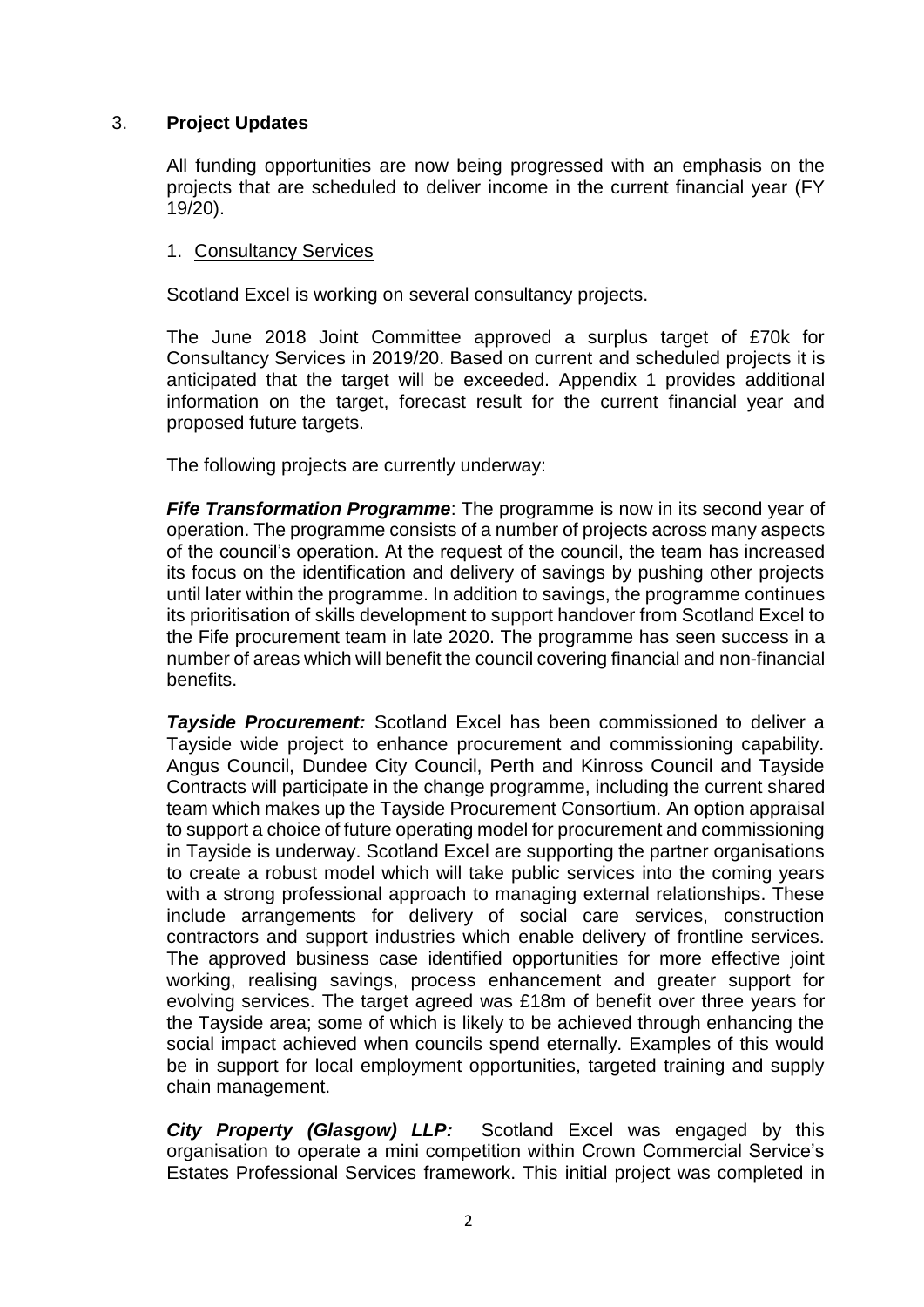## 3. **Project Updates**

All funding opportunities are now being progressed with an emphasis on the projects that are scheduled to deliver income in the current financial year (FY 19/20).

1. <u>Consultancy Services</u>

Scotland Excel is working on several consultancy projects.

The June 2018 Joint Committee approved a surplus target of £70k for Consultancy Services in 2019/20. Based on current and scheduled projects it is anticipated that the target will be exceeded. Appendix 1 provides additional information on the target, forecast result for the current financial year and proposed future targets.

The following projects are currently underway:

***Fife Transformation Programme***: The programme is now in its second year of operation. The programme consists of a number of projects across many aspects of the council's operation. At the request of the council, the team has increased its focus on the identification and delivery of savings by pushing other projects until later within the programme. In addition to savings, the programme continues its prioritisation of skills development to support handover from Scotland Excel to the Fife procurement team in late 2020. The programme has seen success in a number of areas which will benefit the council covering financial and non-financial benefits.

***Tayside Procurement:*** Scotland Excel has been commissioned to deliver a Tayside wide project to enhance procurement and commissioning capability. Angus Council, Dundee City Council, Perth and Kinross Council and Tayside Contracts will participate in the change programme, including the current shared team which makes up the Tayside Procurement Consortium. An option appraisal to support a choice of future operating model for procurement and commissioning in Tayside is underway. Scotland Excel are supporting the partner organisations to create a robust model which will take public services into the coming years with a strong professional approach to managing external relationships. These include arrangements for delivery of social care services, construction contractors and support industries which enable delivery of frontline services. The approved business case identified opportunities for more effective joint working, realising savings, process enhancement and greater support for evolving services. The target agreed was £18m of benefit over three years for the Tayside area; some of which is likely to be achieved through enhancing the social impact achieved when councils spend eternally. Examples of this would be in support for local employment opportunities, targeted training and supply chain management.

***City Property (Glasgow) LLP:*** Scotland Excel was engaged by this organisation to operate a mini competition within Crown Commercial Service's Estates Professional Services framework. This initial project was completed in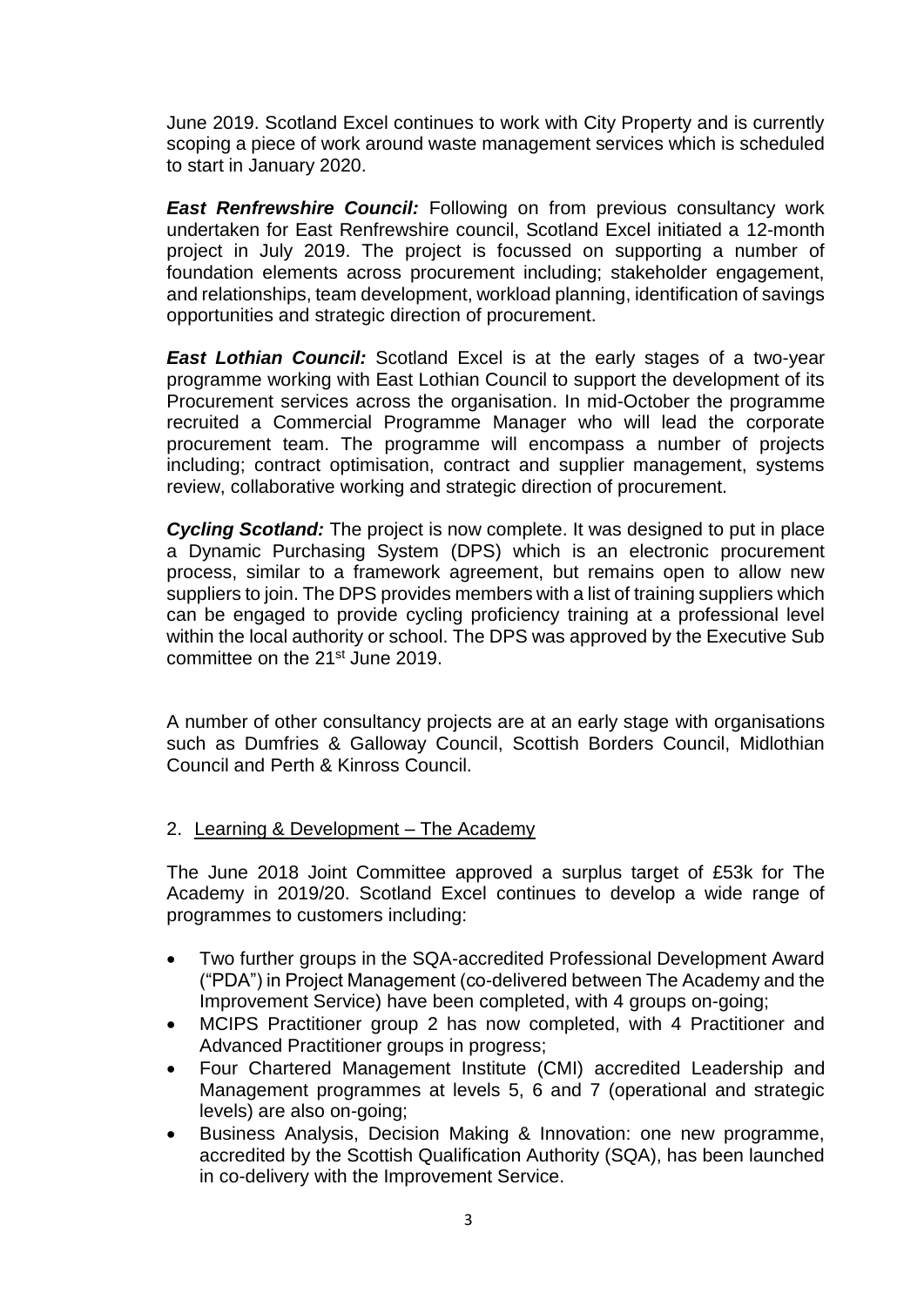June 2019. Scotland Excel continues to work with City Property and is currently scoping a piece of work around waste management services which is scheduled to start in January 2020.

***East Renfrewshire Council:*** Following on from previous consultancy work undertaken for East Renfrewshire council, Scotland Excel initiated a 12-month project in July 2019. The project is focussed on supporting a number of foundation elements across procurement including; stakeholder engagement, and relationships, team development, workload planning, identification of savings opportunities and strategic direction of procurement.

***East Lothian Council:*** Scotland Excel is at the early stages of a two-year programme working with East Lothian Council to support the development of its Procurement services across the organisation. In mid-October the programme recruited a Commercial Programme Manager who will lead the corporate procurement team. The programme will encompass a number of projects including; contract optimisation, contract and supplier management, systems review, collaborative working and strategic direction of procurement.

***Cycling Scotland:*** The project is now complete. It was designed to put in place a Dynamic Purchasing System (DPS) which is an electronic procurement process, similar to a framework agreement, but remains open to allow new suppliers to join. The DPS provides members with a list of training suppliers which can be engaged to provide cycling proficiency training at a professional level within the local authority or school. The DPS was approved by the Executive Sub committee on the 21st June 2019.

A number of other consultancy projects are at an early stage with organisations such as Dumfries & Galloway Council, Scottish Borders Council, Midlothian Council and Perth & Kinross Council.

2. Learning & Development – The Academy

The June 2018 Joint Committee approved a surplus target of £53k for The Academy in 2019/20. Scotland Excel continues to develop a wide range of programmes to customers including:

- Two further groups in the SQA-accredited Professional Development Award ("PDA") in Project Management (co-delivered between The Academy and the Improvement Service) have been completed, with 4 groups on-going;
- MCIPS Practitioner group 2 has now completed, with 4 Practitioner and Advanced Practitioner groups in progress;
- Four Chartered Management Institute (CMI) accredited Leadership and Management programmes at levels 5, 6 and 7 (operational and strategic levels) are also on-going;
- Business Analysis, Decision Making & Innovation: one new programme, accredited by the Scottish Qualification Authority (SQA), has been launched in co-delivery with the Improvement Service.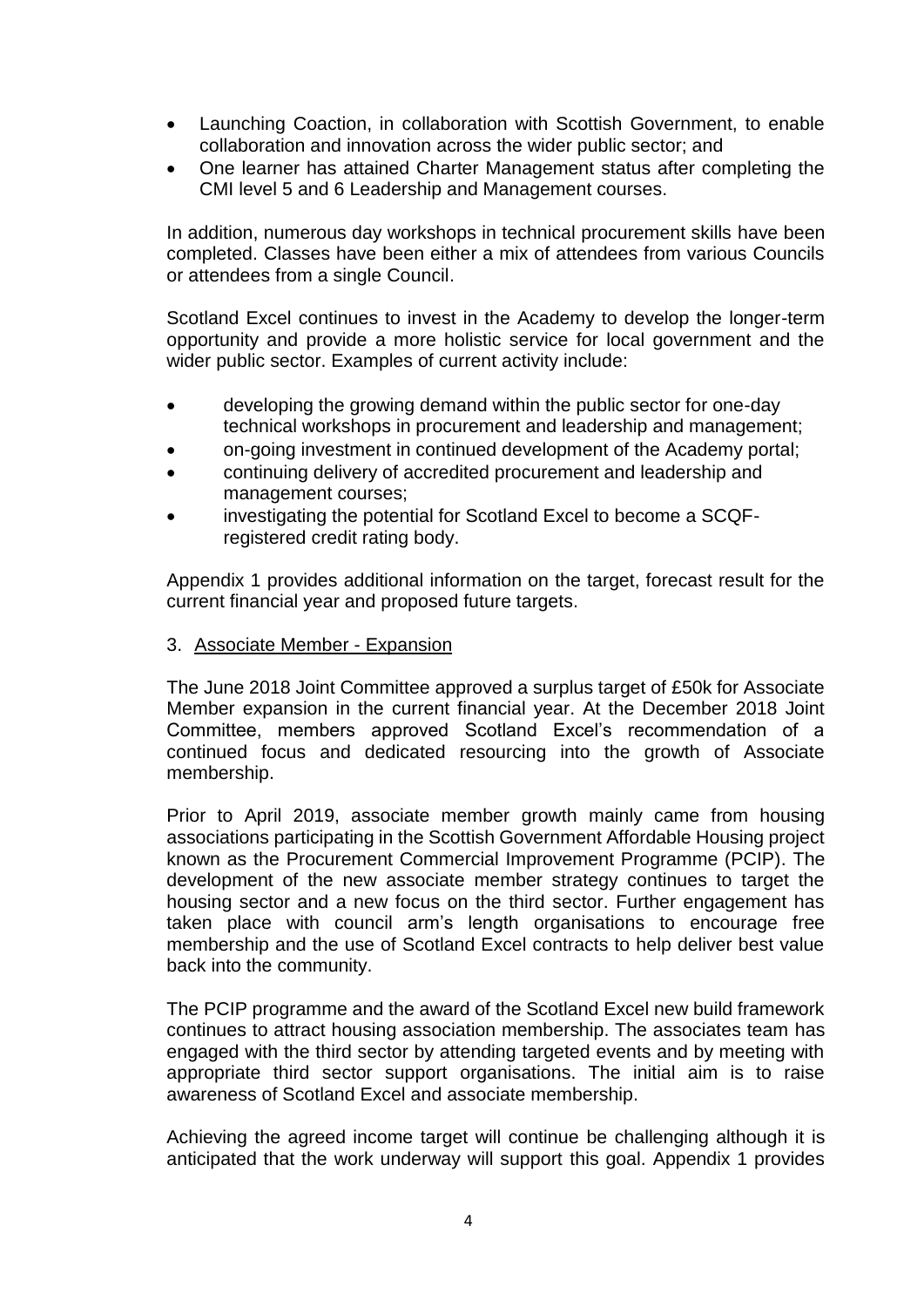- Launching Coaction, in collaboration with Scottish Government, to enable collaboration and innovation across the wider public sector; and
- One learner has attained Charter Management status after completing the CMI level 5 and 6 Leadership and Management courses.

In addition, numerous day workshops in technical procurement skills have been completed. Classes have been either a mix of attendees from various Councils or attendees from a single Council.

Scotland Excel continues to invest in the Academy to develop the longer-term opportunity and provide a more holistic service for local government and the wider public sector. Examples of current activity include:

- developing the growing demand within the public sector for one-day technical workshops in procurement and leadership and management;
- on-going investment in continued development of the Academy portal;
- continuing delivery of accredited procurement and leadership and management courses;
- investigating the potential for Scotland Excel to become a SCQF-registered credit rating body.

Appendix 1 provides additional information on the target, forecast result for the current financial year and proposed future targets.

3. Associate Member - Expansion

The June 2018 Joint Committee approved a surplus target of £50k for Associate Member expansion in the current financial year. At the December 2018 Joint Committee, members approved Scotland Excel's recommendation of a continued focus and dedicated resourcing into the growth of Associate membership.

Prior to April 2019, associate member growth mainly came from housing associations participating in the Scottish Government Affordable Housing project known as the Procurement Commercial Improvement Programme (PCIP). The development of the new associate member strategy continues to target the housing sector and a new focus on the third sector. Further engagement has taken place with council arm's length organisations to encourage free membership and the use of Scotland Excel contracts to help deliver best value back into the community.

The PCIP programme and the award of the Scotland Excel new build framework continues to attract housing association membership. The associates team has engaged with the third sector by attending targeted events and by meeting with appropriate third sector support organisations. The initial aim is to raise awareness of Scotland Excel and associate membership.

Achieving the agreed income target will continue be challenging although it is anticipated that the work underway will support this goal. Appendix 1 provides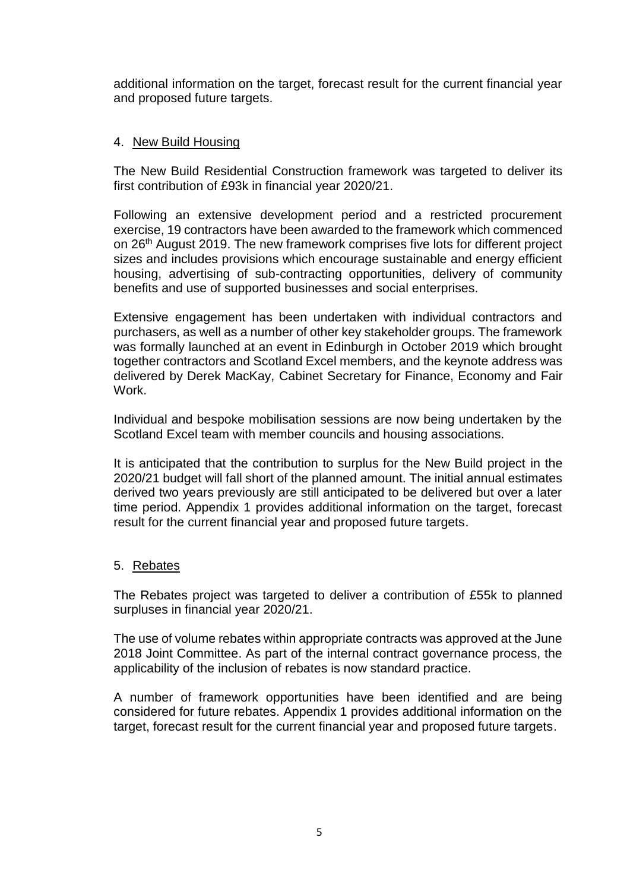additional information on the target, forecast result for the current financial year and proposed future targets.

4. <u>New Build Housing</u>

The New Build Residential Construction framework was targeted to deliver its first contribution of £93k in financial year 2020/21.

Following an extensive development period and a restricted procurement exercise, 19 contractors have been awarded to the framework which commenced on 26th August 2019. The new framework comprises five lots for different project sizes and includes provisions which encourage sustainable and energy efficient housing, advertising of sub-contracting opportunities, delivery of community benefits and use of supported businesses and social enterprises.

Extensive engagement has been undertaken with individual contractors and purchasers, as well as a number of other key stakeholder groups. The framework was formally launched at an event in Edinburgh in October 2019 which brought together contractors and Scotland Excel members, and the keynote address was delivered by Derek MacKay, Cabinet Secretary for Finance, Economy and Fair Work.

Individual and bespoke mobilisation sessions are now being undertaken by the Scotland Excel team with member councils and housing associations.

It is anticipated that the contribution to surplus for the New Build project in the 2020/21 budget will fall short of the planned amount. The initial annual estimates derived two years previously are still anticipated to be delivered but over a later time period. Appendix 1 provides additional information on the target, forecast result for the current financial year and proposed future targets.

5. <u>Rebates</u>

The Rebates project was targeted to deliver a contribution of £55k to planned surpluses in financial year 2020/21.

The use of volume rebates within appropriate contracts was approved at the June 2018 Joint Committee. As part of the internal contract governance process, the applicability of the inclusion of rebates is now standard practice.

A number of framework opportunities have been identified and are being considered for future rebates. Appendix 1 provides additional information on the target, forecast result for the current financial year and proposed future targets.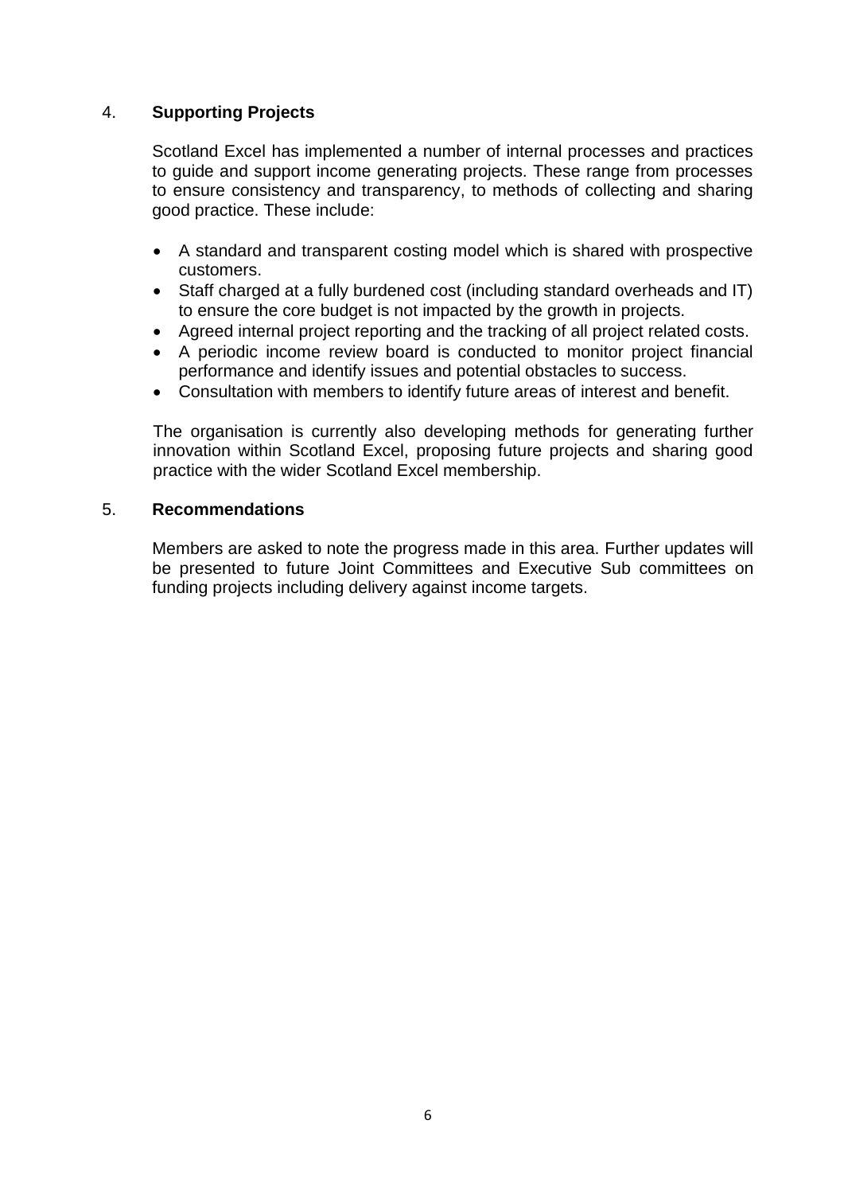## 4. Supporting Projects

Scotland Excel has implemented a number of internal processes and practices to guide and support income generating projects. These range from processes to ensure consistency and transparency, to methods of collecting and sharing good practice. These include:

- A standard and transparent costing model which is shared with prospective customers.
- Staff charged at a fully burdened cost (including standard overheads and IT) to ensure the core budget is not impacted by the growth in projects.
- Agreed internal project reporting and the tracking of all project related costs.
- A periodic income review board is conducted to monitor project financial performance and identify issues and potential obstacles to success.
- Consultation with members to identify future areas of interest and benefit.

The organisation is currently also developing methods for generating further innovation within Scotland Excel, proposing future projects and sharing good practice with the wider Scotland Excel membership.

## 5. Recommendations

Members are asked to note the progress made in this area. Further updates will be presented to future Joint Committees and Executive Sub committees on funding projects including delivery against income targets.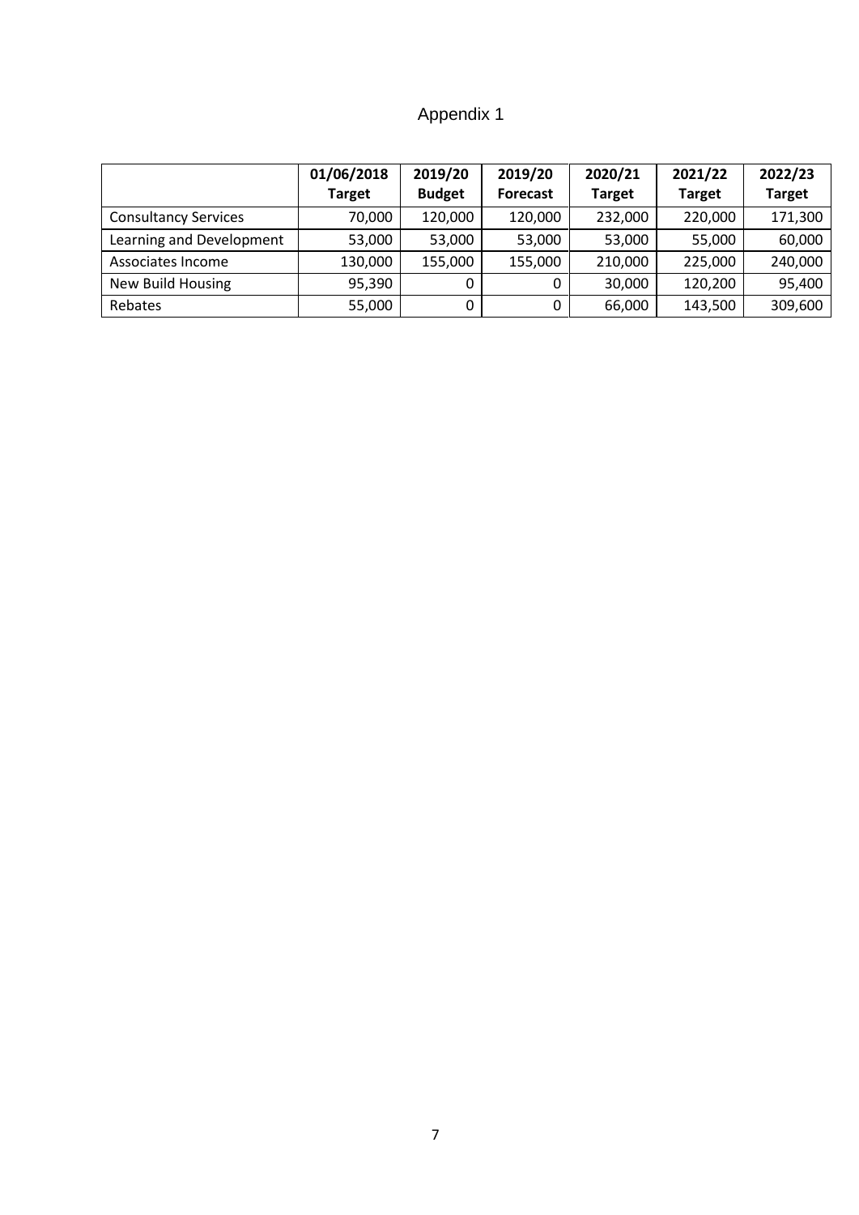# Appendix 1

| | 01/06/2018 Target | 2019/20 Budget | 2019/20 Forecast | 2020/21 Target | 2021/22 Target | 2022/23 Target |
|---|---|---|---|---|---|---|
| Consultancy Services | 70,000 | 120,000 | 120,000 | 232,000 | 220,000 | 171,300 |
| Learning and Development | 53,000 | 53,000 | 53,000 | 53,000 | 55,000 | 60,000 |
| Associates Income | 130,000 | 155,000 | 155,000 | 210,000 | 225,000 | 240,000 |
| New Build Housing | 95,390 | 0 | 0 | 30,000 | 120,200 | 95,400 |
| Rebates | 55,000 | 0 | 0 | 66,000 | 143,500 | 309,600 |